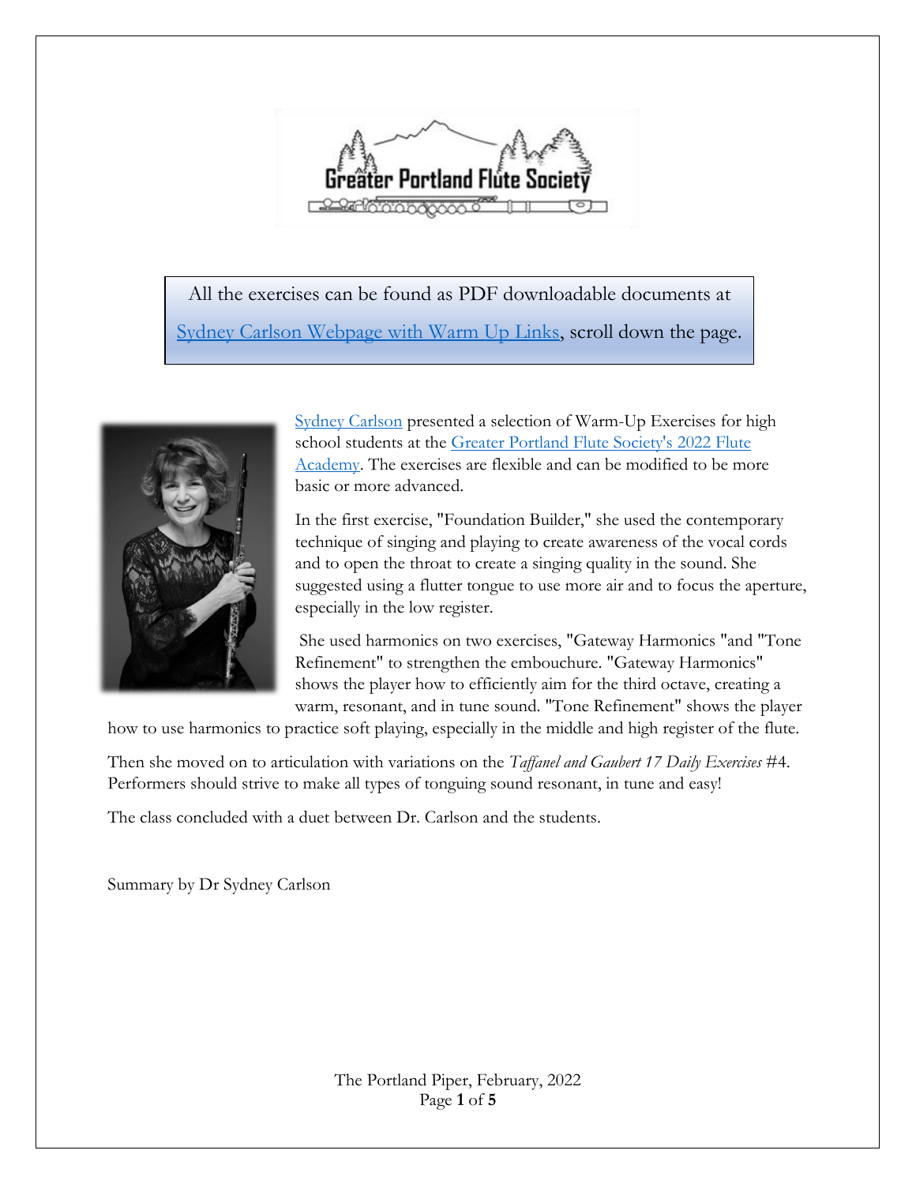All the exercises can be found as PDF downloadable documents at

Sydney Carlson Webpage with Warm Up Links, scroll down the page.

Sydney Carlson presented a selection of Warm-Up Exercises for high school students at the Greater Portland Flute Society's 2022 Flute Academy. The exercises are flexible and can be modified to be more basic or more advanced.

In the first exercise, "Foundation Builder," she used the contemporary technique of singing and playing to create awareness of the vocal cords and to open the throat to create a singing quality in the sound. She suggested using a flutter tongue to use more air and to focus the aperture, especially in the low register.

She used harmonics on two exercises, "Gateway Harmonics "and "Tone Refinement" to strengthen the embouchure. "Gateway Harmonics" shows the player how to efficiently aim for the third octave, creating a warm, resonant, and in tune sound. "Tone Refinement" shows the player how to use harmonics to practice soft playing, especially in the middle and high register of the flute.

Then she moved on to articulation with variations on the *Taffanel and Gaubert 17 Daily Exercises* #4. Performers should strive to make all types of tonguing sound resonant, in tune and easy!

The class concluded with a duet between Dr. Carlson and the students.

Summary by Dr Sydney Carlson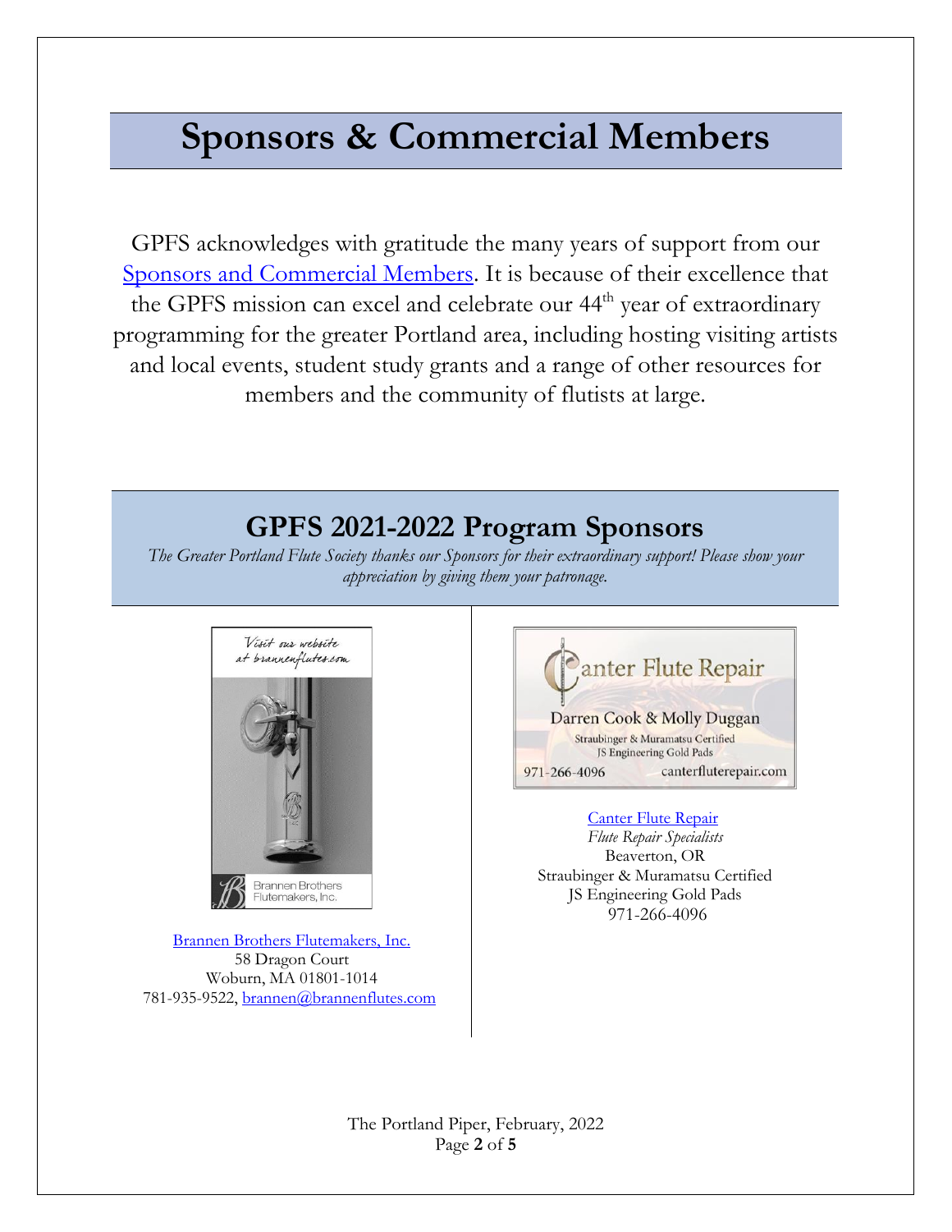# Sponsors & Commercial Members

GPFS acknowledges with gratitude the many years of support from our Sponsors and Commercial Members. It is because of their excellence that the GPFS mission can excel and celebrate our 44th year of extraordinary programming for the greater Portland area, including hosting visiting artists and local events, student study grants and a range of other resources for members and the community of flutists at large.

## GPFS 2021-2022 Program Sponsors

*The Greater Portland Flute Society thanks our Sponsors for their extraordinary support! Please show your appreciation by giving them your patronage.*

Visit our website at brannenflutes.com

Brannen Brothers Flutemakers, Inc.

Brannen Brothers Flutemakers, Inc.
58 Dragon Court
Woburn, MA 01801-1014
781-935-9522, brannen@brannenflutes.com

Canter Flute Repair
Darren Cook & Molly Duggan
Straubinger & Muramatsu Certified
JS Engineering Gold Pads
971-266-4096 canterfluterepair.com

Canter Flute Repair
*Flute Repair Specialists*
Beaverton, OR
Straubinger & Muramatsu Certified
JS Engineering Gold Pads
971-266-4096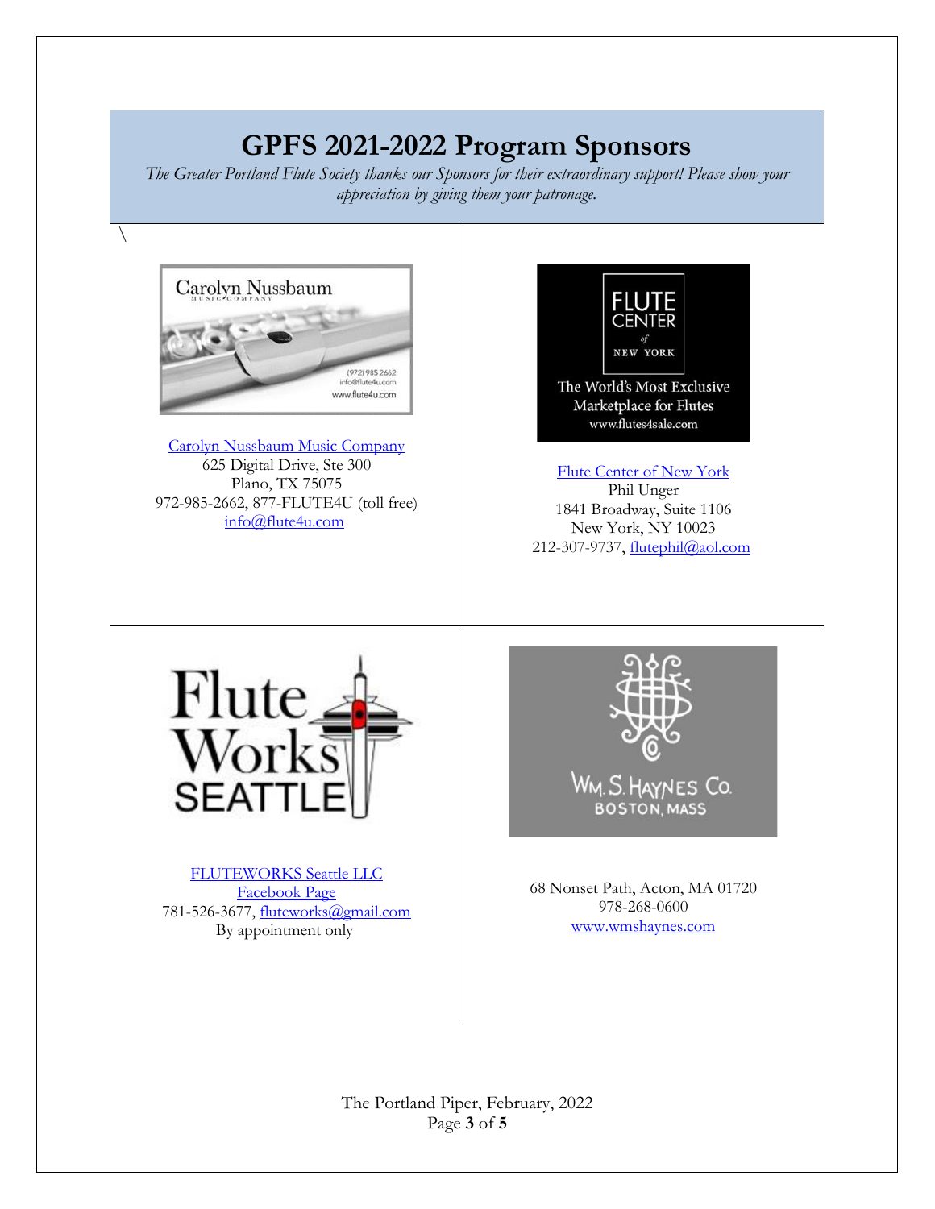# GPFS 2021-2022 Program Sponsors

*The Greater Portland Flute Society thanks our Sponsors for their extraordinary support! Please show your appreciation by giving them your patronage.*

\

Carolyn Nussbaum Music Company
625 Digital Drive, Ste 300
Plano, TX 75075
972-985-2662, 877-FLUTE4U (toll free)
info@flute4u.com

Flute Center of New York
Phil Unger
1841 Broadway, Suite 1106
New York, NY 10023
212-307-9737, flutephil@aol.com

FLUTEWORKS Seattle LLC
Facebook Page
781-526-3677, fluteworks@gmail.com
By appointment only

68 Nonset Path, Acton, MA 01720
978-268-0600
www.wmshaynes.com

The Portland Piper, February, 2022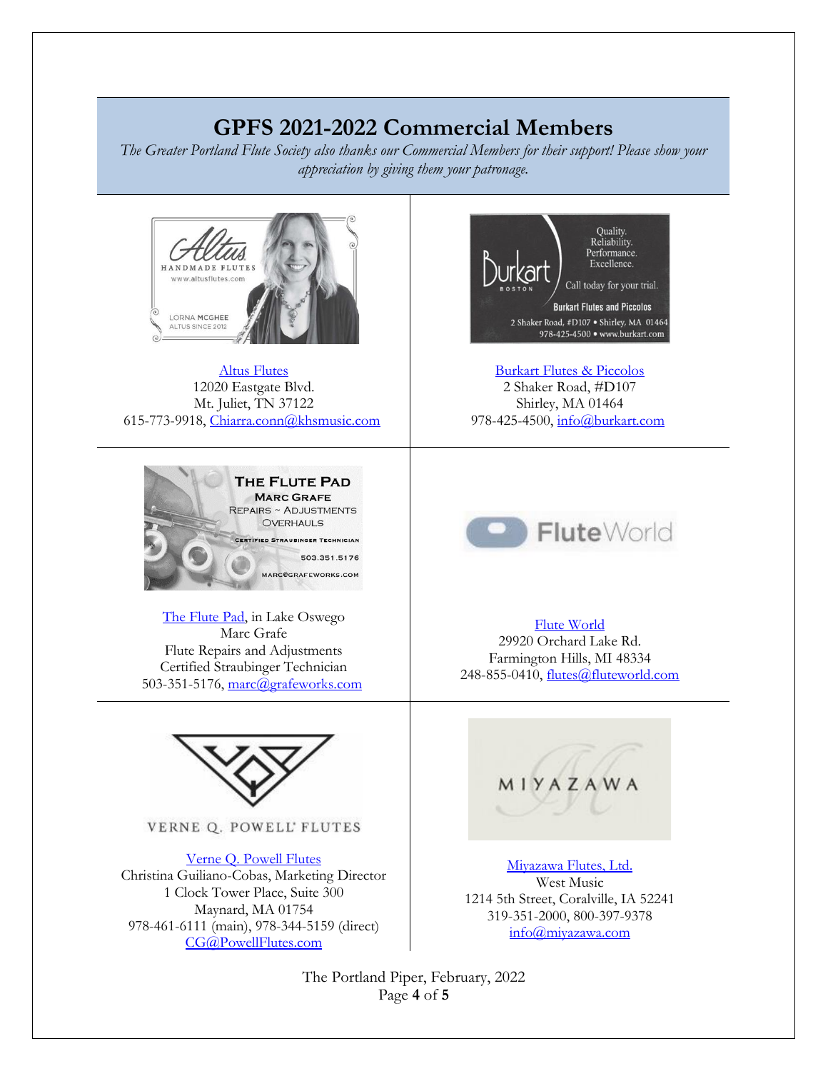# GPFS 2021-2022 Commercial Members

*The Greater Portland Flute Society also thanks our Commercial Members for their support! Please show your appreciation by giving them your patronage.*

Altus Flutes
12020 Eastgate Blvd.
Mt. Juliet, TN 37122
615-773-9918, Chiarra.conn@khsmusic.com

Burkart Flutes & Piccolos
2 Shaker Road, #D107
Shirley, MA 01464
978-425-4500, info@burkart.com

The Flute Pad, in Lake Oswego
Marc Grafe
Flute Repairs and Adjustments
Certified Straubinger Technician
503-351-5176, marc@grafeworks.com

Flute World
29920 Orchard Lake Rd.
Farmington Hills, MI 48334
248-855-0410, flutes@fluteworld.com

Verne Q. Powell Flutes
Christina Guiliano-Cobas, Marketing Director
1 Clock Tower Place, Suite 300
Maynard, MA 01754
978-461-6111 (main), 978-344-5159 (direct)
CG@PowellFlutes.com

Miyazawa Flutes, Ltd.
West Music
1214 5th Street, Coralville, IA 52241
319-351-2000, 800-397-9378
info@miyazawa.com

The Portland Piper, February, 2022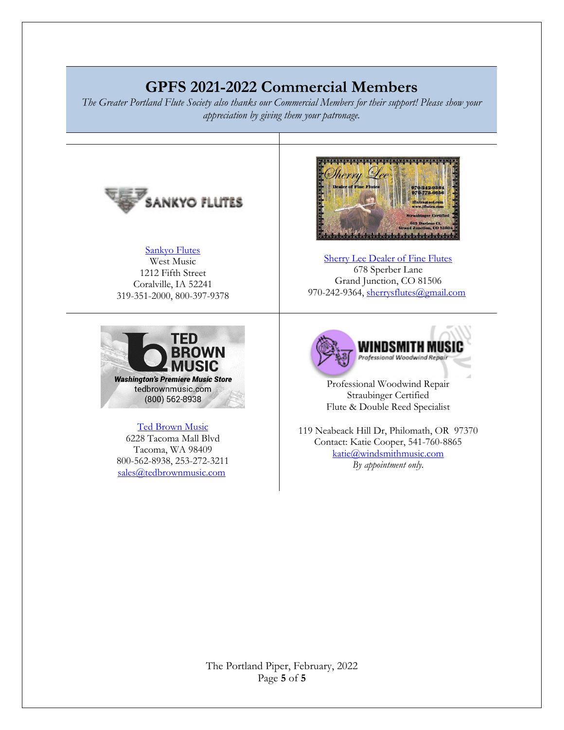# GPFS 2021-2022 Commercial Members

*The Greater Portland Flute Society also thanks our Commercial Members for their support! Please show your appreciation by giving them your patronage.*

Sankyo Flutes
West Music
1212 Fifth Street
Coralville, IA 52241
319-351-2000, 800-397-9378

Sherry Lee Dealer of Fine Flutes
678 Sperber Lane
Grand Junction, CO 81506
970-242-9364, sherrysflutes@gmail.com

Ted Brown Music
6228 Tacoma Mall Blvd
Tacoma, WA 98409
800-562-8938, 253-272-3211
sales@tedbrownmusic.com

Professional Woodwind Repair
Straubinger Certified
Flute & Double Reed Specialist

119 Neabeack Hill Dr, Philomath, OR 97370
Contact: Katie Cooper, 541-760-8865
katie@windsmithmusic.com
*By appointment only.*

The Portland Piper, February, 2022